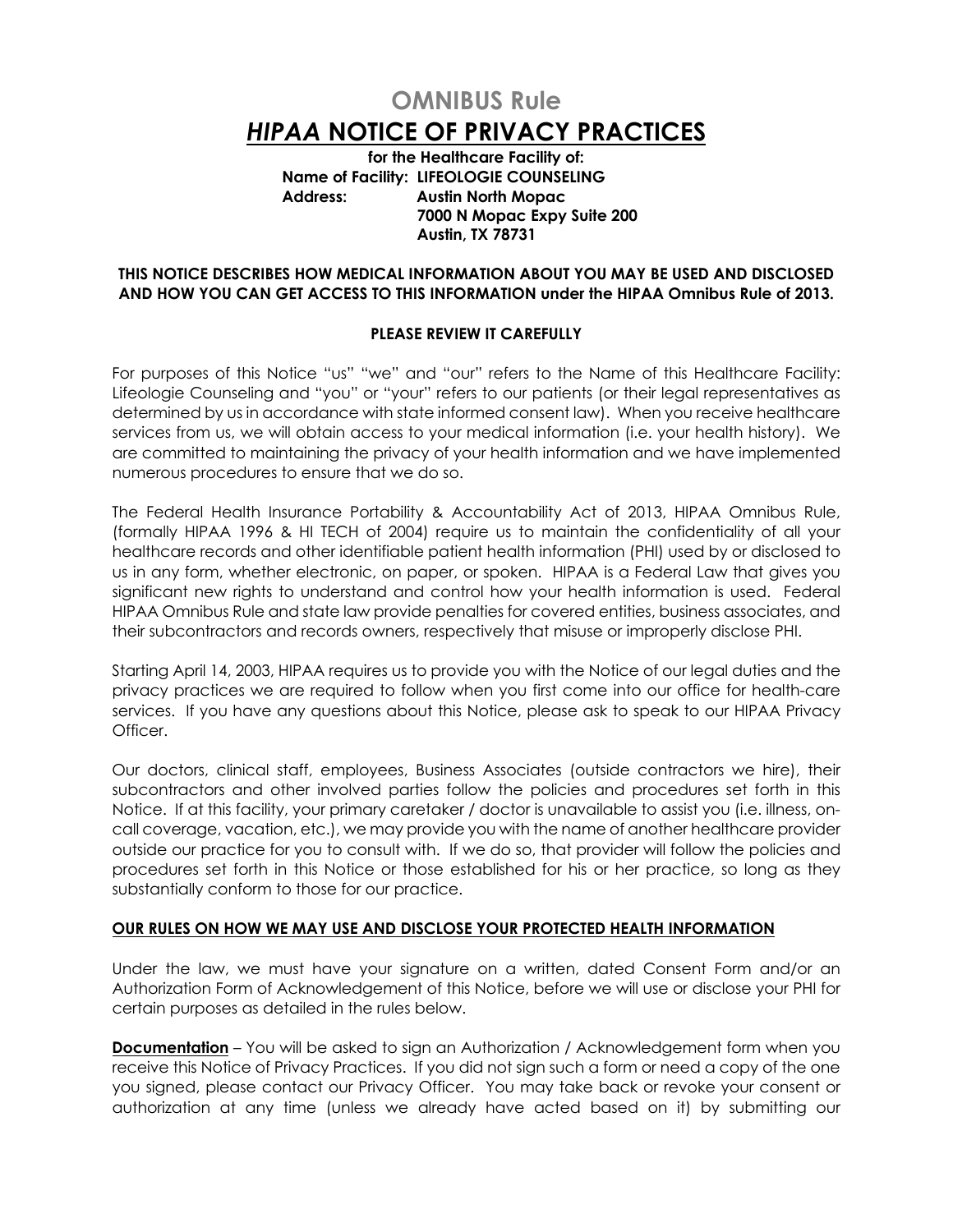# OMNIBUS Rule

# *HIPAA* NOTICE OF PRIVACY PRACTICES

**for the Healthcare Facility of:**
**Name of Facility: LIFEOLOGIE COUNSELING**
**Address: Austin North Mopac**
**7000 N Mopac Expy Suite 200**
**Austin, TX 78731**

**THIS NOTICE DESCRIBES HOW MEDICAL INFORMATION ABOUT YOU MAY BE USED AND DISCLOSED AND HOW YOU CAN GET ACCESS TO THIS INFORMATION under the HIPAA Omnibus Rule of 2013.**

**PLEASE REVIEW IT CAREFULLY**

For purposes of this Notice "us" "we" and "our" refers to the Name of this Healthcare Facility: Lifeologie Counseling and "you" or "your" refers to our patients (or their legal representatives as determined by us in accordance with state informed consent law). When you receive healthcare services from us, we will obtain access to your medical information (i.e. your health history). We are committed to maintaining the privacy of your health information and we have implemented numerous procedures to ensure that we do so.

The Federal Health Insurance Portability & Accountability Act of 2013, HIPAA Omnibus Rule, (formally HIPAA 1996 & HI TECH of 2004) require us to maintain the confidentiality of all your healthcare records and other identifiable patient health information (PHI) used by or disclosed to us in any form, whether electronic, on paper, or spoken. HIPAA is a Federal Law that gives you significant new rights to understand and control how your health information is used. Federal HIPAA Omnibus Rule and state law provide penalties for covered entities, business associates, and their subcontractors and records owners, respectively that misuse or improperly disclose PHI.

Starting April 14, 2003, HIPAA requires us to provide you with the Notice of our legal duties and the privacy practices we are required to follow when you first come into our office for health-care services. If you have any questions about this Notice, please ask to speak to our HIPAA Privacy Officer.

Our doctors, clinical staff, employees, Business Associates (outside contractors we hire), their subcontractors and other involved parties follow the policies and procedures set forth in this Notice. If at this facility, your primary caretaker / doctor is unavailable to assist you (i.e. illness, on-call coverage, vacation, etc.), we may provide you with the name of another healthcare provider outside our practice for you to consult with. If we do so, that provider will follow the policies and procedures set forth in this Notice or those established for his or her practice, so long as they substantially conform to those for our practice.

**OUR RULES ON HOW WE MAY USE AND DISCLOSE YOUR PROTECTED HEALTH INFORMATION**

Under the law, we must have your signature on a written, dated Consent Form and/or an Authorization Form of Acknowledgement of this Notice, before we will use or disclose your PHI for certain purposes as detailed in the rules below.

**Documentation** – You will be asked to sign an Authorization / Acknowledgement form when you receive this Notice of Privacy Practices. If you did not sign such a form or need a copy of the one you signed, please contact our Privacy Officer. You may take back or revoke your consent or authorization at any time (unless we already have acted based on it) by submitting our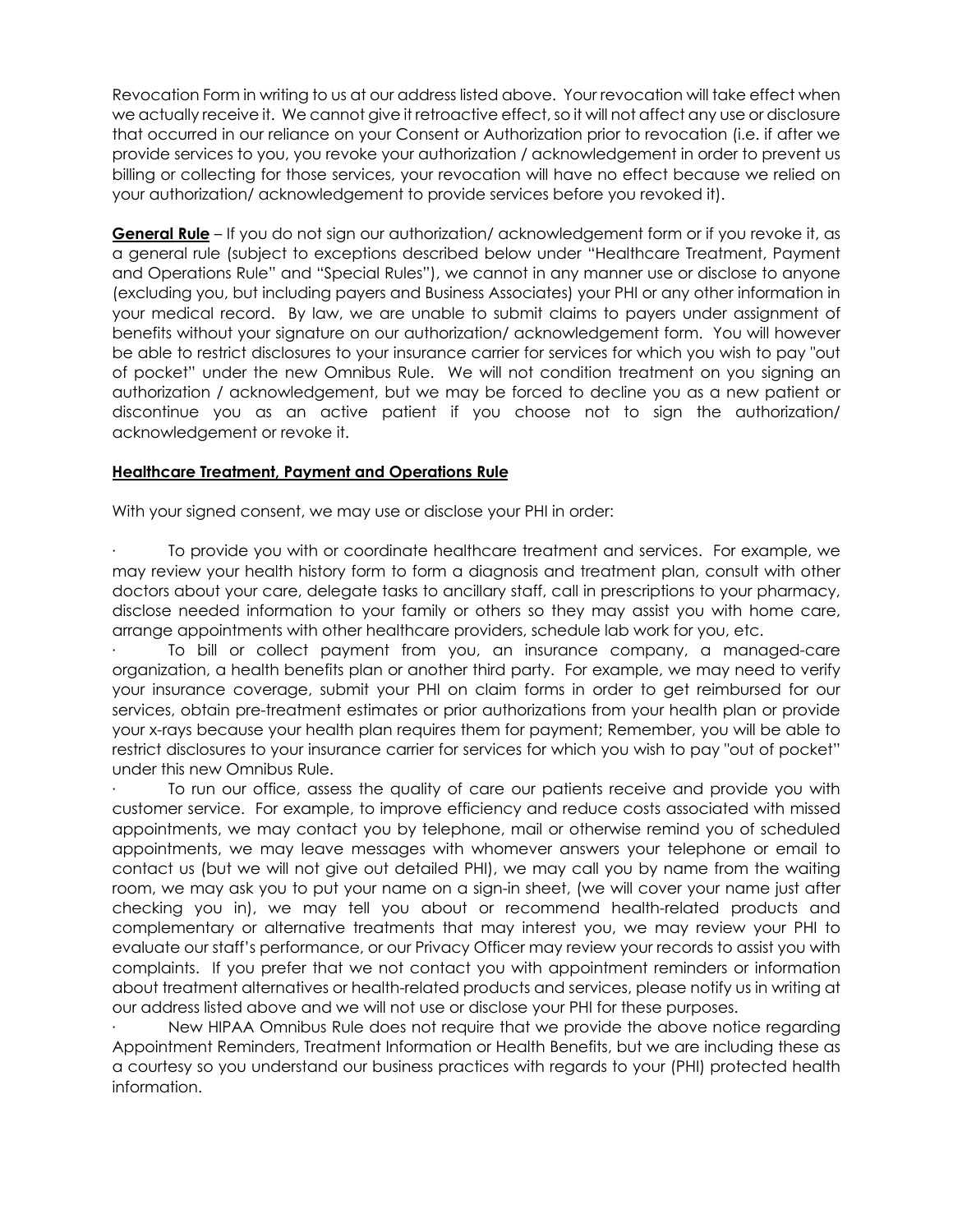Revocation Form in writing to us at our address listed above. Your revocation will take effect when we actually receive it. We cannot give it retroactive effect, so it will not affect any use or disclosure that occurred in our reliance on your Consent or Authorization prior to revocation (i.e. if after we provide services to you, you revoke your authorization / acknowledgement in order to prevent us billing or collecting for those services, your revocation will have no effect because we relied on your authorization/ acknowledgement to provide services before you revoked it).

**General Rule** – If you do not sign our authorization/ acknowledgement form or if you revoke it, as a general rule (subject to exceptions described below under "Healthcare Treatment, Payment and Operations Rule" and "Special Rules"), we cannot in any manner use or disclose to anyone (excluding you, but including payers and Business Associates) your PHI or any other information in your medical record. By law, we are unable to submit claims to payers under assignment of benefits without your signature on our authorization/ acknowledgement form. You will however be able to restrict disclosures to your insurance carrier for services for which you wish to pay "out of pocket" under the new Omnibus Rule. We will not condition treatment on you signing an authorization / acknowledgement, but we may be forced to decline you as a new patient or discontinue you as an active patient if you choose not to sign the authorization/ acknowledgement or revoke it.

**Healthcare Treatment, Payment and Operations Rule**

With your signed consent, we may use or disclose your PHI in order:

- To provide you with or coordinate healthcare treatment and services. For example, we may review your health history form to form a diagnosis and treatment plan, consult with other doctors about your care, delegate tasks to ancillary staff, call in prescriptions to your pharmacy, disclose needed information to your family or others so they may assist you with home care, arrange appointments with other healthcare providers, schedule lab work for you, etc.
- To bill or collect payment from you, an insurance company, a managed-care organization, a health benefits plan or another third party. For example, we may need to verify your insurance coverage, submit your PHI on claim forms in order to get reimbursed for our services, obtain pre-treatment estimates or prior authorizations from your health plan or provide your x-rays because your health plan requires them for payment; Remember, you will be able to restrict disclosures to your insurance carrier for services for which you wish to pay "out of pocket" under this new Omnibus Rule.
- To run our office, assess the quality of care our patients receive and provide you with customer service. For example, to improve efficiency and reduce costs associated with missed appointments, we may contact you by telephone, mail or otherwise remind you of scheduled appointments, we may leave messages with whomever answers your telephone or email to contact us (but we will not give out detailed PHI), we may call you by name from the waiting room, we may ask you to put your name on a sign-in sheet, (we will cover your name just after checking you in), we may tell you about or recommend health-related products and complementary or alternative treatments that may interest you, we may review your PHI to evaluate our staff's performance, or our Privacy Officer may review your records to assist you with complaints. If you prefer that we not contact you with appointment reminders or information about treatment alternatives or health-related products and services, please notify us in writing at our address listed above and we will not use or disclose your PHI for these purposes.
- New HIPAA Omnibus Rule does not require that we provide the above notice regarding Appointment Reminders, Treatment Information or Health Benefits, but we are including these as a courtesy so you understand our business practices with regards to your (PHI) protected health information.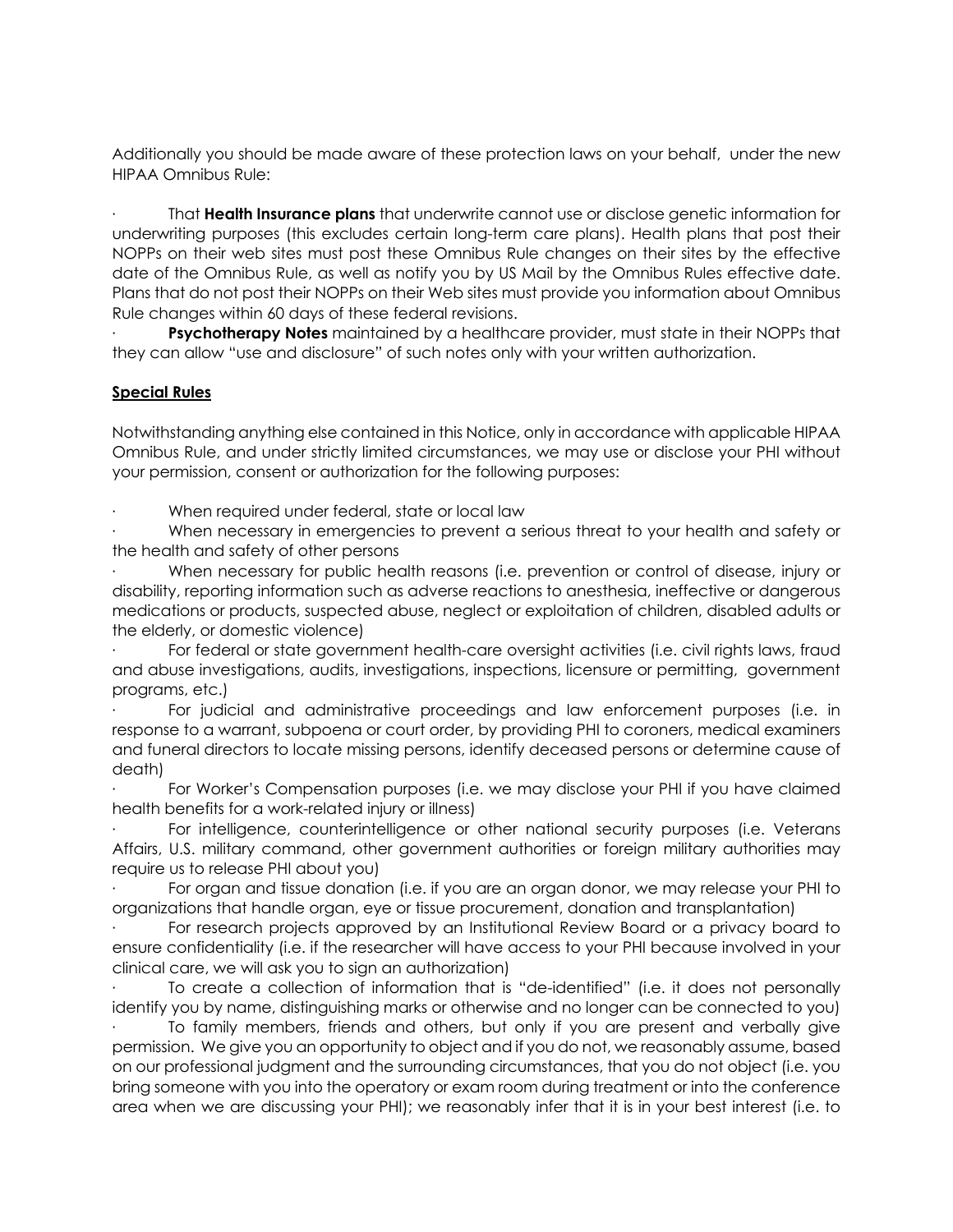Additionally you should be made aware of these protection laws on your behalf, under the new HIPAA Omnibus Rule:

- That **Health Insurance plans** that underwrite cannot use or disclose genetic information for underwriting purposes (this excludes certain long-term care plans). Health plans that post their NOPPs on their web sites must post these Omnibus Rule changes on their sites by the effective date of the Omnibus Rule, as well as notify you by US Mail by the Omnibus Rules effective date. Plans that do not post their NOPPs on their Web sites must provide you information about Omnibus Rule changes within 60 days of these federal revisions.
- **Psychotherapy Notes** maintained by a healthcare provider, must state in their NOPPs that they can allow "use and disclosure" of such notes only with your written authorization.

**Special Rules**

Notwithstanding anything else contained in this Notice, only in accordance with applicable HIPAA Omnibus Rule, and under strictly limited circumstances, we may use or disclose your PHI without your permission, consent or authorization for the following purposes:

- When required under federal, state or local law
- When necessary in emergencies to prevent a serious threat to your health and safety or the health and safety of other persons
- When necessary for public health reasons (i.e. prevention or control of disease, injury or disability, reporting information such as adverse reactions to anesthesia, ineffective or dangerous medications or products, suspected abuse, neglect or exploitation of children, disabled adults or the elderly, or domestic violence)
- For federal or state government health-care oversight activities (i.e. civil rights laws, fraud and abuse investigations, audits, investigations, inspections, licensure or permitting, government programs, etc.)
- For judicial and administrative proceedings and law enforcement purposes (i.e. in response to a warrant, subpoena or court order, by providing PHI to coroners, medical examiners and funeral directors to locate missing persons, identify deceased persons or determine cause of death)
- For Worker's Compensation purposes (i.e. we may disclose your PHI if you have claimed health benefits for a work-related injury or illness)
- For intelligence, counterintelligence or other national security purposes (i.e. Veterans Affairs, U.S. military command, other government authorities or foreign military authorities may require us to release PHI about you)
- For organ and tissue donation (i.e. if you are an organ donor, we may release your PHI to organizations that handle organ, eye or tissue procurement, donation and transplantation)
- For research projects approved by an Institutional Review Board or a privacy board to ensure confidentiality (i.e. if the researcher will have access to your PHI because involved in your clinical care, we will ask you to sign an authorization)
- To create a collection of information that is "de-identified" (i.e. it does not personally identify you by name, distinguishing marks or otherwise and no longer can be connected to you)
- To family members, friends and others, but only if you are present and verbally give permission. We give you an opportunity to object and if you do not, we reasonably assume, based on our professional judgment and the surrounding circumstances, that you do not object (i.e. you bring someone with you into the operatory or exam room during treatment or into the conference area when we are discussing your PHI); we reasonably infer that it is in your best interest (i.e. to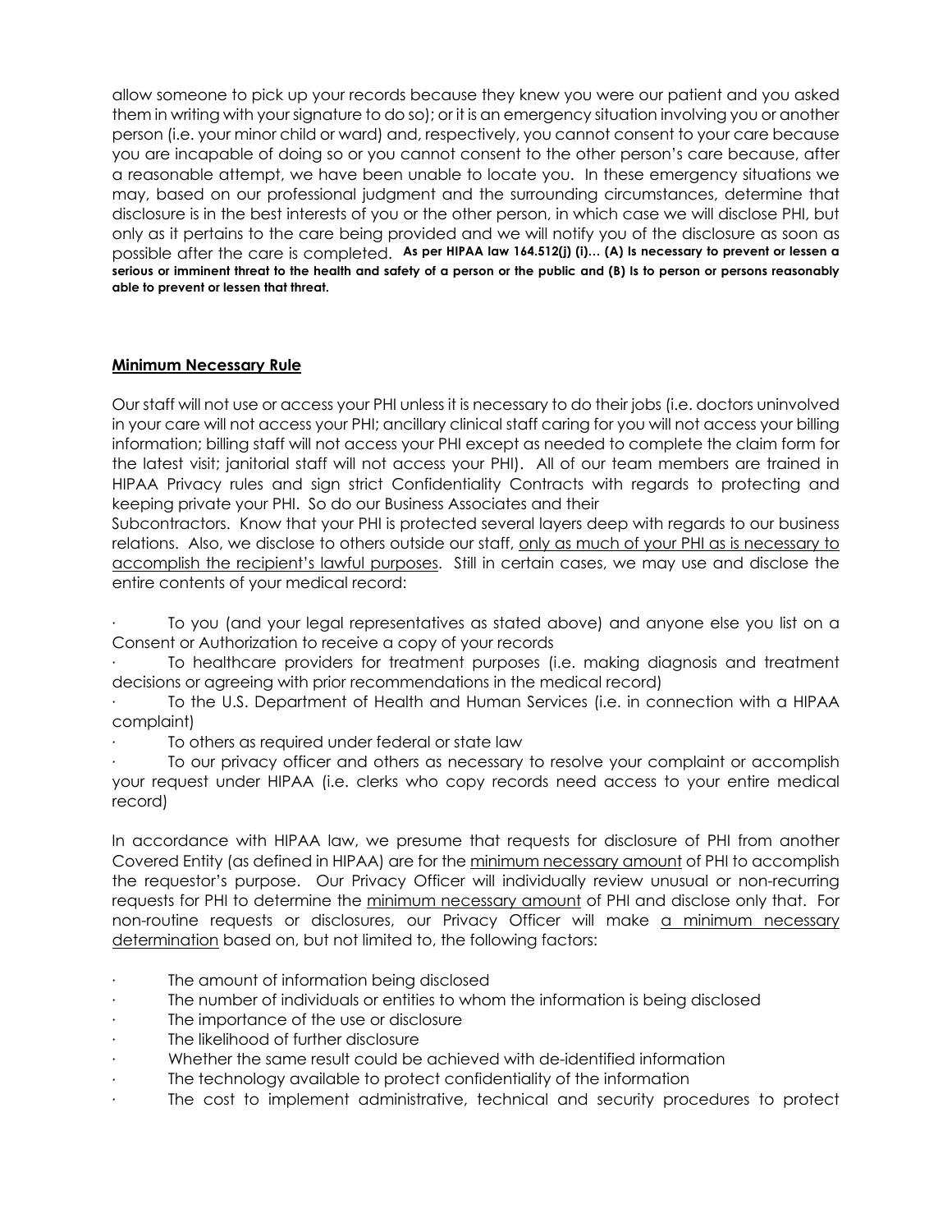allow someone to pick up your records because they knew you were our patient and you asked them in writing with your signature to do so); or it is an emergency situation involving you or another person (i.e. your minor child or ward) and, respectively, you cannot consent to your care because you are incapable of doing so or you cannot consent to the other person's care because, after a reasonable attempt, we have been unable to locate you. In these emergency situations we may, based on our professional judgment and the surrounding circumstances, determine that disclosure is in the best interests of you or the other person, in which case we will disclose PHI, but only as it pertains to the care being provided and we will notify you of the disclosure as soon as possible after the care is completed. **As per HIPAA law 164.512(j) (i)… (A) Is necessary to prevent or lessen a serious or imminent threat to the health and safety of a person or the public and (B) Is to person or persons reasonably able to prevent or lessen that threat.**

## Minimum Necessary Rule

Our staff will not use or access your PHI unless it is necessary to do their jobs (i.e. doctors uninvolved in your care will not access your PHI; ancillary clinical staff caring for you will not access your billing information; billing staff will not access your PHI except as needed to complete the claim form for the latest visit; janitorial staff will not access your PHI). All of our team members are trained in HIPAA Privacy rules and sign strict Confidentiality Contracts with regards to protecting and keeping private your PHI. So do our Business Associates and their Subcontractors. Know that your PHI is protected several layers deep with regards to our business relations. Also, we disclose to others outside our staff, only as much of your PHI as is necessary to accomplish the recipient's lawful purposes. Still in certain cases, we may use and disclose the entire contents of your medical record:

- To you (and your legal representatives as stated above) and anyone else you list on a Consent or Authorization to receive a copy of your records
- To healthcare providers for treatment purposes (i.e. making diagnosis and treatment decisions or agreeing with prior recommendations in the medical record)
- To the U.S. Department of Health and Human Services (i.e. in connection with a HIPAA complaint)
- To others as required under federal or state law
- To our privacy officer and others as necessary to resolve your complaint or accomplish your request under HIPAA (i.e. clerks who copy records need access to your entire medical record)

In accordance with HIPAA law, we presume that requests for disclosure of PHI from another Covered Entity (as defined in HIPAA) are for the minimum necessary amount of PHI to accomplish the requestor's purpose. Our Privacy Officer will individually review unusual or non-recurring requests for PHI to determine the minimum necessary amount of PHI and disclose only that. For non-routine requests or disclosures, our Privacy Officer will make a minimum necessary determination based on, but not limited to, the following factors:

- The amount of information being disclosed
- The number of individuals or entities to whom the information is being disclosed
- The importance of the use or disclosure
- The likelihood of further disclosure
- Whether the same result could be achieved with de-identified information
- The technology available to protect confidentiality of the information
- The cost to implement administrative, technical and security procedures to protect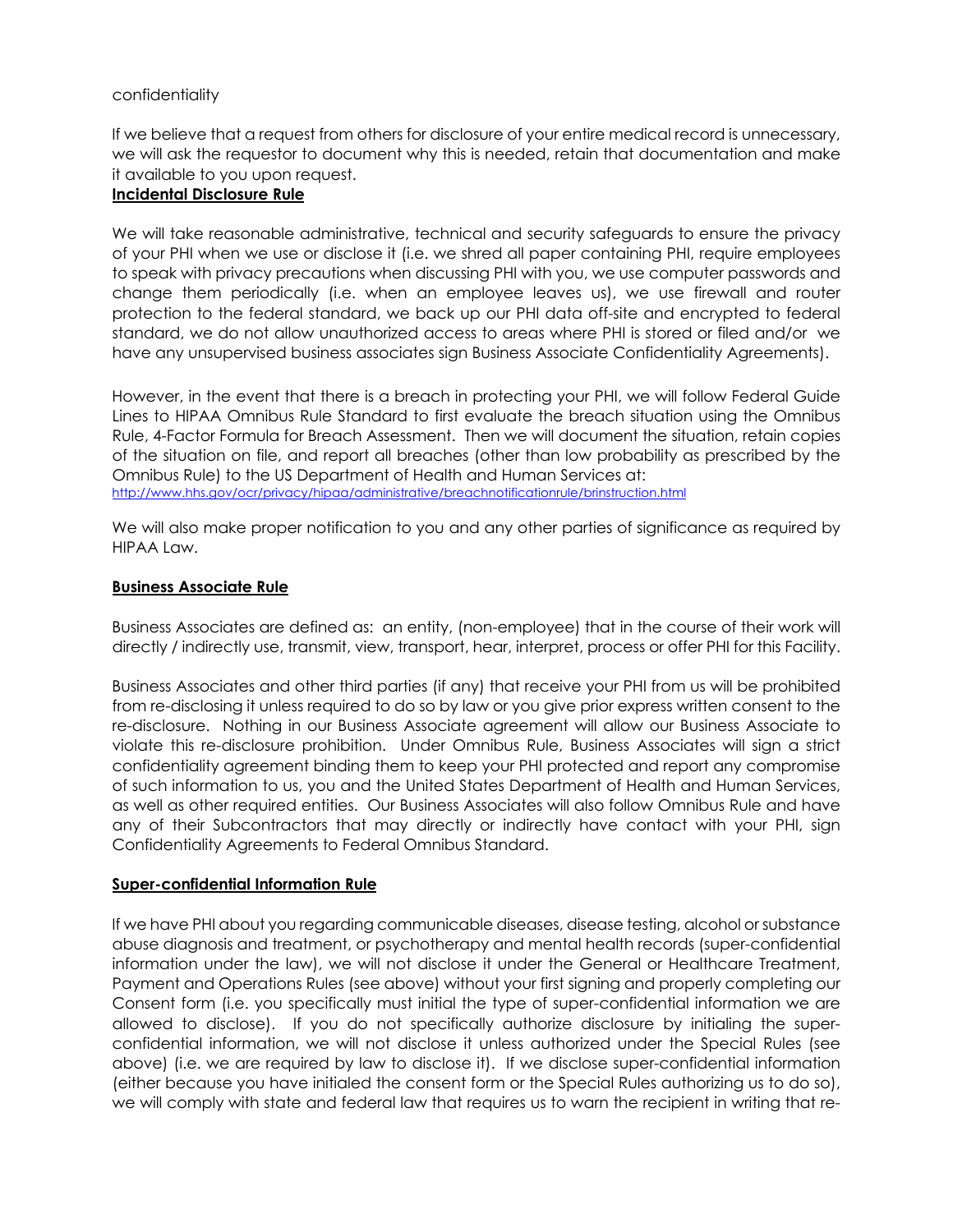confidentiality

If we believe that a request from others for disclosure of your entire medical record is unnecessary, we will ask the requestor to document why this is needed, retain that documentation and make it available to you upon request.

**Incidental Disclosure Rule**

We will take reasonable administrative, technical and security safeguards to ensure the privacy of your PHI when we use or disclose it (i.e. we shred all paper containing PHI, require employees to speak with privacy precautions when discussing PHI with you, we use computer passwords and change them periodically (i.e. when an employee leaves us), we use firewall and router protection to the federal standard, we back up our PHI data off-site and encrypted to federal standard, we do not allow unauthorized access to areas where PHI is stored or filed and/or we have any unsupervised business associates sign Business Associate Confidentiality Agreements).

However, in the event that there is a breach in protecting your PHI, we will follow Federal Guide Lines to HIPAA Omnibus Rule Standard to first evaluate the breach situation using the Omnibus Rule, 4-Factor Formula for Breach Assessment. Then we will document the situation, retain copies of the situation on file, and report all breaches (other than low probability as prescribed by the Omnibus Rule) to the US Department of Health and Human Services at:
http://www.hhs.gov/ocr/privacy/hipaa/administrative/breachnotificationrule/brinstruction.html

We will also make proper notification to you and any other parties of significance as required by HIPAA Law.

**Business Associate Rule**

Business Associates are defined as: an entity, (non-employee) that in the course of their work will directly / indirectly use, transmit, view, transport, hear, interpret, process or offer PHI for this Facility.

Business Associates and other third parties (if any) that receive your PHI from us will be prohibited from re-disclosing it unless required to do so by law or you give prior express written consent to the re-disclosure. Nothing in our Business Associate agreement will allow our Business Associate to violate this re-disclosure prohibition. Under Omnibus Rule, Business Associates will sign a strict confidentiality agreement binding them to keep your PHI protected and report any compromise of such information to us, you and the United States Department of Health and Human Services, as well as other required entities. Our Business Associates will also follow Omnibus Rule and have any of their Subcontractors that may directly or indirectly have contact with your PHI, sign Confidentiality Agreements to Federal Omnibus Standard.

**Super-confidential Information Rule**

If we have PHI about you regarding communicable diseases, disease testing, alcohol or substance abuse diagnosis and treatment, or psychotherapy and mental health records (super-confidential information under the law), we will not disclose it under the General or Healthcare Treatment, Payment and Operations Rules (see above) without your first signing and properly completing our Consent form (i.e. you specifically must initial the type of super-confidential information we are allowed to disclose). If you do not specifically authorize disclosure by initialing the super-confidential information, we will not disclose it unless authorized under the Special Rules (see above) (i.e. we are required by law to disclose it). If we disclose super-confidential information (either because you have initialed the consent form or the Special Rules authorizing us to do so), we will comply with state and federal law that requires us to warn the recipient in writing that re-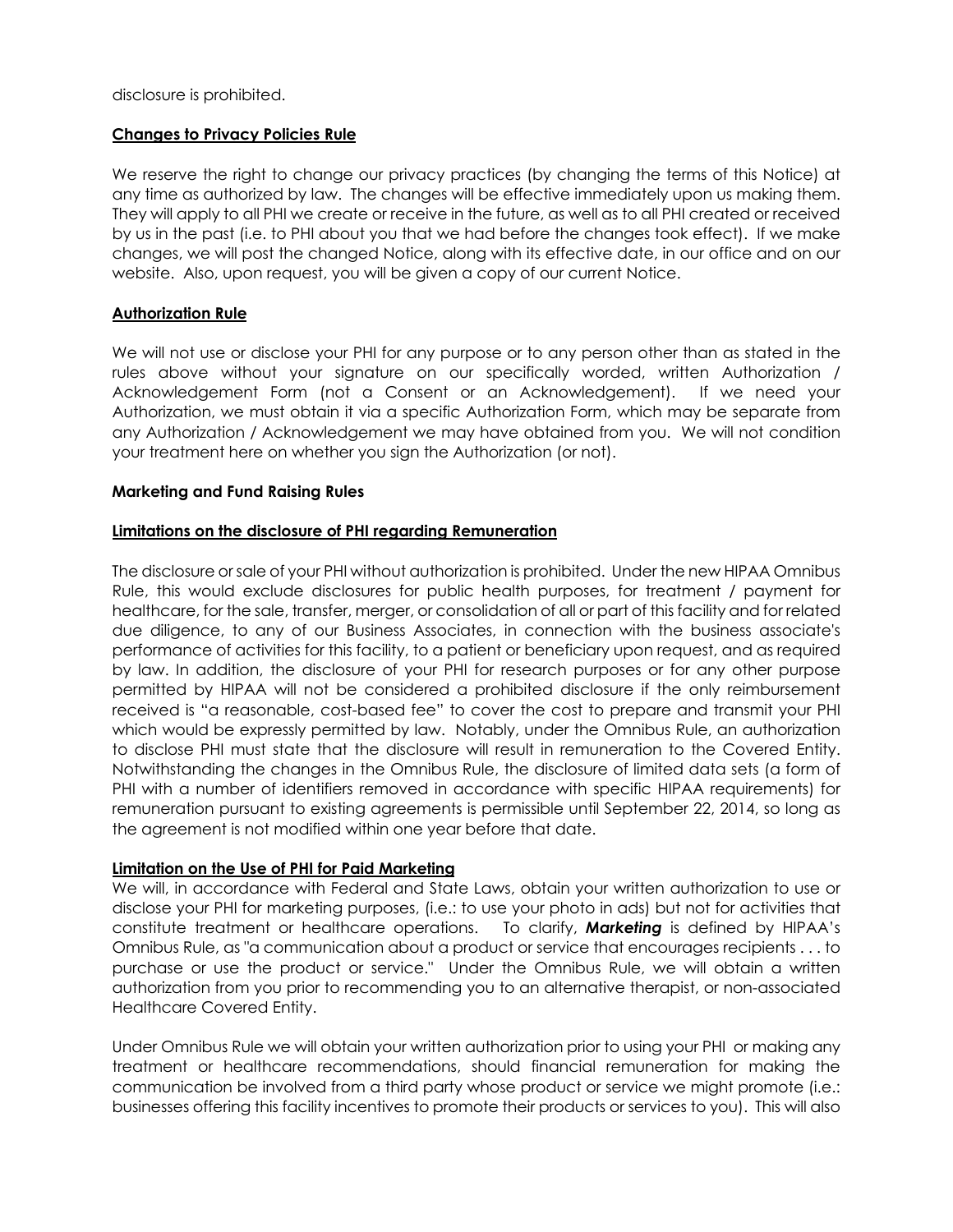disclosure is prohibited.

**Changes to Privacy Policies Rule**

We reserve the right to change our privacy practices (by changing the terms of this Notice) at any time as authorized by law. The changes will be effective immediately upon us making them. They will apply to all PHI we create or receive in the future, as well as to all PHI created or received by us in the past (i.e. to PHI about you that we had before the changes took effect). If we make changes, we will post the changed Notice, along with its effective date, in our office and on our website. Also, upon request, you will be given a copy of our current Notice.

**Authorization Rule**

We will not use or disclose your PHI for any purpose or to any person other than as stated in the rules above without your signature on our specifically worded, written Authorization / Acknowledgement Form (not a Consent or an Acknowledgement). If we need your Authorization, we must obtain it via a specific Authorization Form, which may be separate from any Authorization / Acknowledgement we may have obtained from you. We will not condition your treatment here on whether you sign the Authorization (or not).

**Marketing and Fund Raising Rules**

**Limitations on the disclosure of PHI regarding Remuneration**

The disclosure or sale of your PHI without authorization is prohibited. Under the new HIPAA Omnibus Rule, this would exclude disclosures for public health purposes, for treatment / payment for healthcare, for the sale, transfer, merger, or consolidation of all or part of this facility and for related due diligence, to any of our Business Associates, in connection with the business associate's performance of activities for this facility, to a patient or beneficiary upon request, and as required by law. In addition, the disclosure of your PHI for research purposes or for any other purpose permitted by HIPAA will not be considered a prohibited disclosure if the only reimbursement received is "a reasonable, cost-based fee" to cover the cost to prepare and transmit your PHI which would be expressly permitted by law. Notably, under the Omnibus Rule, an authorization to disclose PHI must state that the disclosure will result in remuneration to the Covered Entity. Notwithstanding the changes in the Omnibus Rule, the disclosure of limited data sets (a form of PHI with a number of identifiers removed in accordance with specific HIPAA requirements) for remuneration pursuant to existing agreements is permissible until September 22, 2014, so long as the agreement is not modified within one year before that date.

**Limitation on the Use of PHI for Paid Marketing**

We will, in accordance with Federal and State Laws, obtain your written authorization to use or disclose your PHI for marketing purposes, (i.e.: to use your photo in ads) but not for activities that constitute treatment or healthcare operations. To clarify, ***Marketing*** is defined by HIPAA's Omnibus Rule, as "a communication about a product or service that encourages recipients . . . to purchase or use the product or service." Under the Omnibus Rule, we will obtain a written authorization from you prior to recommending you to an alternative therapist, or non-associated Healthcare Covered Entity.

Under Omnibus Rule we will obtain your written authorization prior to using your PHI or making any treatment or healthcare recommendations, should financial remuneration for making the communication be involved from a third party whose product or service we might promote (i.e.: businesses offering this facility incentives to promote their products or services to you). This will also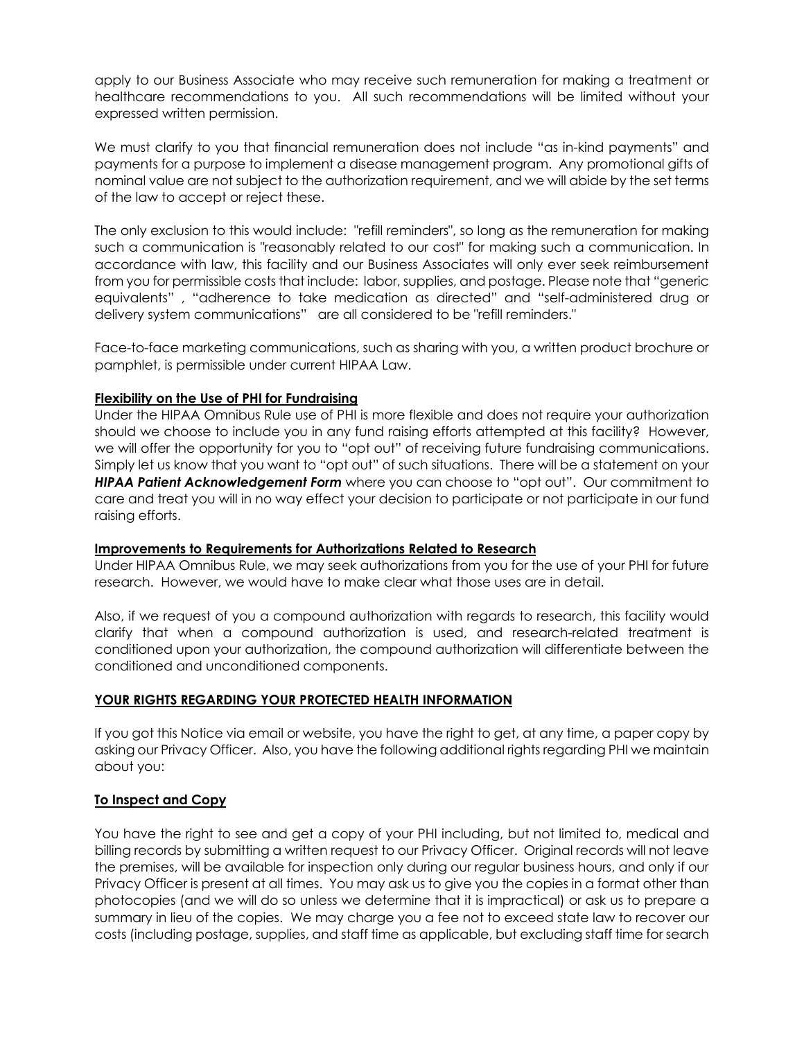apply to our Business Associate who may receive such remuneration for making a treatment or healthcare recommendations to you. All such recommendations will be limited without your expressed written permission.

We must clarify to you that financial remuneration does not include "as in-kind payments" and payments for a purpose to implement a disease management program. Any promotional gifts of nominal value are not subject to the authorization requirement, and we will abide by the set terms of the law to accept or reject these.

The only exclusion to this would include: "refill reminders", so long as the remuneration for making such a communication is "reasonably related to our cost" for making such a communication. In accordance with law, this facility and our Business Associates will only ever seek reimbursement from you for permissible costs that include: labor, supplies, and postage. Please note that "generic equivalents" , "adherence to take medication as directed" and "self-administered drug or delivery system communications" are all considered to be "refill reminders."

Face-to-face marketing communications, such as sharing with you, a written product brochure or pamphlet, is permissible under current HIPAA Law.

**Flexibility on the Use of PHI for Fundraising**

Under the HIPAA Omnibus Rule use of PHI is more flexible and does not require your authorization should we choose to include you in any fund raising efforts attempted at this facility? However, we will offer the opportunity for you to "opt out" of receiving future fundraising communications. Simply let us know that you want to "opt out" of such situations. There will be a statement on your ***HIPAA Patient Acknowledgement Form*** where you can choose to "opt out". Our commitment to care and treat you will in no way effect your decision to participate or not participate in our fund raising efforts.

**Improvements to Requirements for Authorizations Related to Research**

Under HIPAA Omnibus Rule, we may seek authorizations from you for the use of your PHI for future research. However, we would have to make clear what those uses are in detail.

Also, if we request of you a compound authorization with regards to research, this facility would clarify that when a compound authorization is used, and research-related treatment is conditioned upon your authorization, the compound authorization will differentiate between the conditioned and unconditioned components.

## YOUR RIGHTS REGARDING YOUR PROTECTED HEALTH INFORMATION

If you got this Notice via email or website, you have the right to get, at any time, a paper copy by asking our Privacy Officer. Also, you have the following additional rights regarding PHI we maintain about you:

### To Inspect and Copy

You have the right to see and get a copy of your PHI including, but not limited to, medical and billing records by submitting a written request to our Privacy Officer. Original records will not leave the premises, will be available for inspection only during our regular business hours, and only if our Privacy Officer is present at all times. You may ask us to give you the copies in a format other than photocopies (and we will do so unless we determine that it is impractical) or ask us to prepare a summary in lieu of the copies. We may charge you a fee not to exceed state law to recover our costs (including postage, supplies, and staff time as applicable, but excluding staff time for search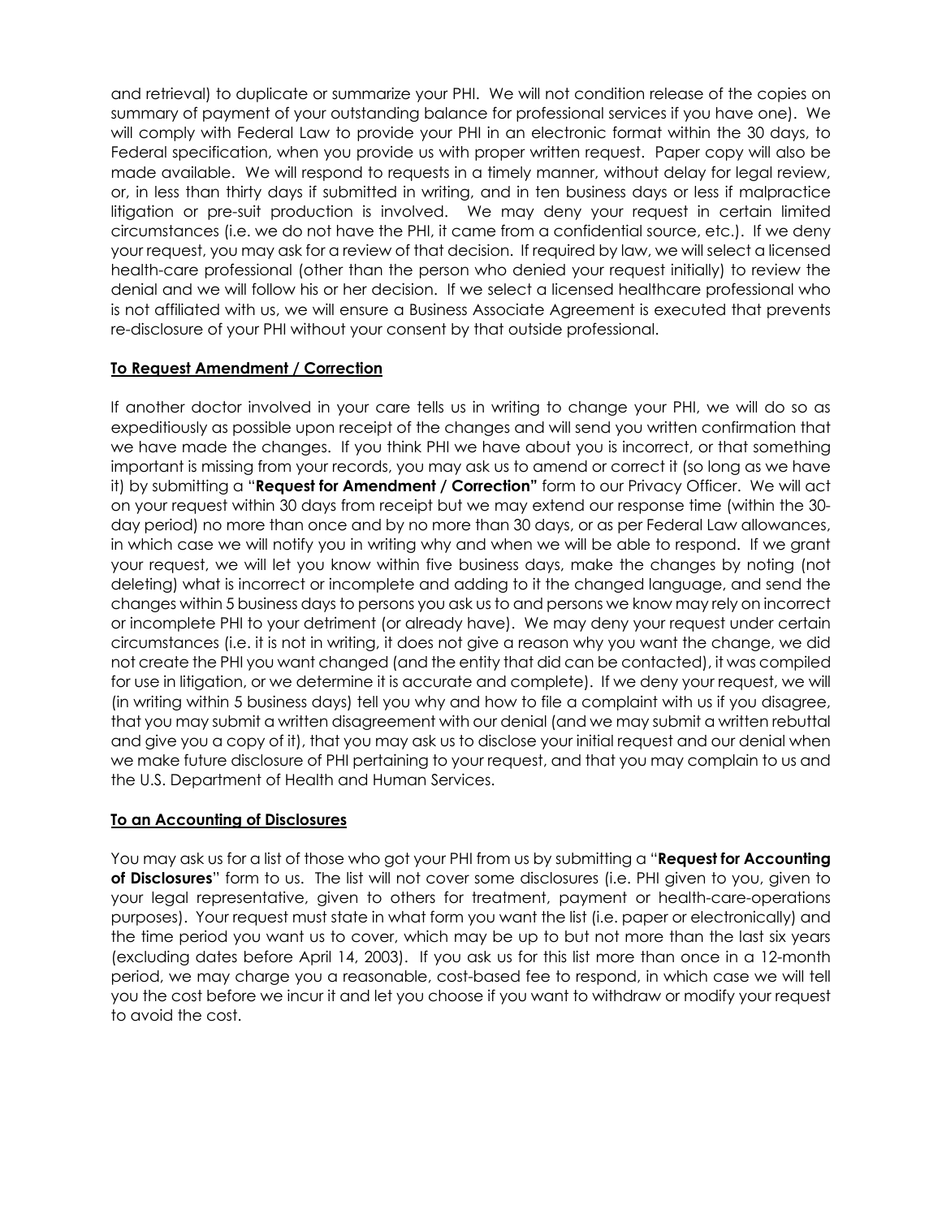and retrieval) to duplicate or summarize your PHI. We will not condition release of the copies on summary of payment of your outstanding balance for professional services if you have one). We will comply with Federal Law to provide your PHI in an electronic format within the 30 days, to Federal specification, when you provide us with proper written request. Paper copy will also be made available. We will respond to requests in a timely manner, without delay for legal review, or, in less than thirty days if submitted in writing, and in ten business days or less if malpractice litigation or pre-suit production is involved. We may deny your request in certain limited circumstances (i.e. we do not have the PHI, it came from a confidential source, etc.). If we deny your request, you may ask for a review of that decision. If required by law, we will select a licensed health-care professional (other than the person who denied your request initially) to review the denial and we will follow his or her decision. If we select a licensed healthcare professional who is not affiliated with us, we will ensure a Business Associate Agreement is executed that prevents re-disclosure of your PHI without your consent by that outside professional.

**To Request Amendment / Correction**

If another doctor involved in your care tells us in writing to change your PHI, we will do so as expeditiously as possible upon receipt of the changes and will send you written confirmation that we have made the changes. If you think PHI we have about you is incorrect, or that something important is missing from your records, you may ask us to amend or correct it (so long as we have it) by submitting a "**Request for Amendment / Correction"** form to our Privacy Officer. We will act on your request within 30 days from receipt but we may extend our response time (within the 30-day period) no more than once and by no more than 30 days, or as per Federal Law allowances, in which case we will notify you in writing why and when we will be able to respond. If we grant your request, we will let you know within five business days, make the changes by noting (not deleting) what is incorrect or incomplete and adding to it the changed language, and send the changes within 5 business days to persons you ask us to and persons we know may rely on incorrect or incomplete PHI to your detriment (or already have). We may deny your request under certain circumstances (i.e. it is not in writing, it does not give a reason why you want the change, we did not create the PHI you want changed (and the entity that did can be contacted), it was compiled for use in litigation, or we determine it is accurate and complete). If we deny your request, we will (in writing within 5 business days) tell you why and how to file a complaint with us if you disagree, that you may submit a written disagreement with our denial (and we may submit a written rebuttal and give you a copy of it), that you may ask us to disclose your initial request and our denial when we make future disclosure of PHI pertaining to your request, and that you may complain to us and the U.S. Department of Health and Human Services.

**To an Accounting of Disclosures**

You may ask us for a list of those who got your PHI from us by submitting a "**Request for Accounting of Disclosures**" form to us. The list will not cover some disclosures (i.e. PHI given to you, given to your legal representative, given to others for treatment, payment or health-care-operations purposes). Your request must state in what form you want the list (i.e. paper or electronically) and the time period you want us to cover, which may be up to but not more than the last six years (excluding dates before April 14, 2003). If you ask us for this list more than once in a 12-month period, we may charge you a reasonable, cost-based fee to respond, in which case we will tell you the cost before we incur it and let you choose if you want to withdraw or modify your request to avoid the cost.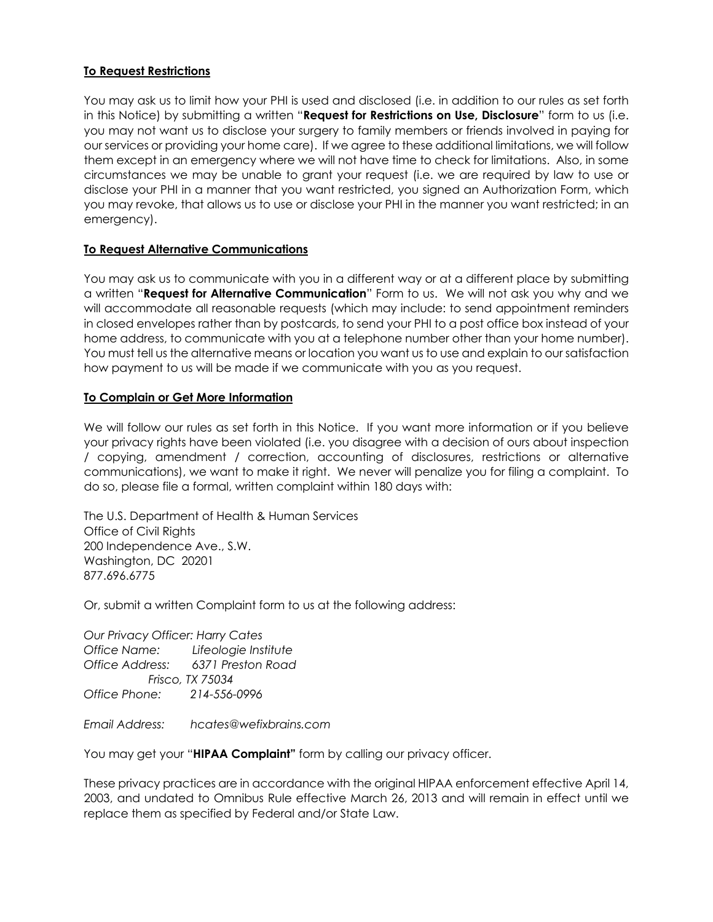**To Request Restrictions**

You may ask us to limit how your PHI is used and disclosed (i.e. in addition to our rules as set forth in this Notice) by submitting a written "**Request for Restrictions on Use, Disclosure**" form to us (i.e. you may not want us to disclose your surgery to family members or friends involved in paying for our services or providing your home care). If we agree to these additional limitations, we will follow them except in an emergency where we will not have time to check for limitations. Also, in some circumstances we may be unable to grant your request (i.e. we are required by law to use or disclose your PHI in a manner that you want restricted, you signed an Authorization Form, which you may revoke, that allows us to use or disclose your PHI in the manner you want restricted; in an emergency).

**To Request Alternative Communications**

You may ask us to communicate with you in a different way or at a different place by submitting a written "**Request for Alternative Communication**" Form to us. We will not ask you why and we will accommodate all reasonable requests (which may include: to send appointment reminders in closed envelopes rather than by postcards, to send your PHI to a post office box instead of your home address, to communicate with you at a telephone number other than your home number). You must tell us the alternative means or location you want us to use and explain to our satisfaction how payment to us will be made if we communicate with you as you request.

**To Complain or Get More Information**

We will follow our rules as set forth in this Notice. If you want more information or if you believe your privacy rights have been violated (i.e. you disagree with a decision of ours about inspection / copying, amendment / correction, accounting of disclosures, restrictions or alternative communications), we want to make it right. We never will penalize you for filing a complaint. To do so, please file a formal, written complaint within 180 days with:

The U.S. Department of Health & Human Services
Office of Civil Rights
200 Independence Ave., S.W.
Washington, DC 20201
877.696.6775

Or, submit a written Complaint form to us at the following address:

*Our Privacy Officer: Harry Cates*
*Office Name: Lifeologie Institute*
*Office Address: 6371 Preston Road*
*Frisco, TX 75034*
*Office Phone: 214-556-0996*

*Email Address: hcates@wefixbrains.com*

You may get your "**HIPAA Complaint"** form by calling our privacy officer.

These privacy practices are in accordance with the original HIPAA enforcement effective April 14, 2003, and undated to Omnibus Rule effective March 26, 2013 and will remain in effect until we replace them as specified by Federal and/or State Law.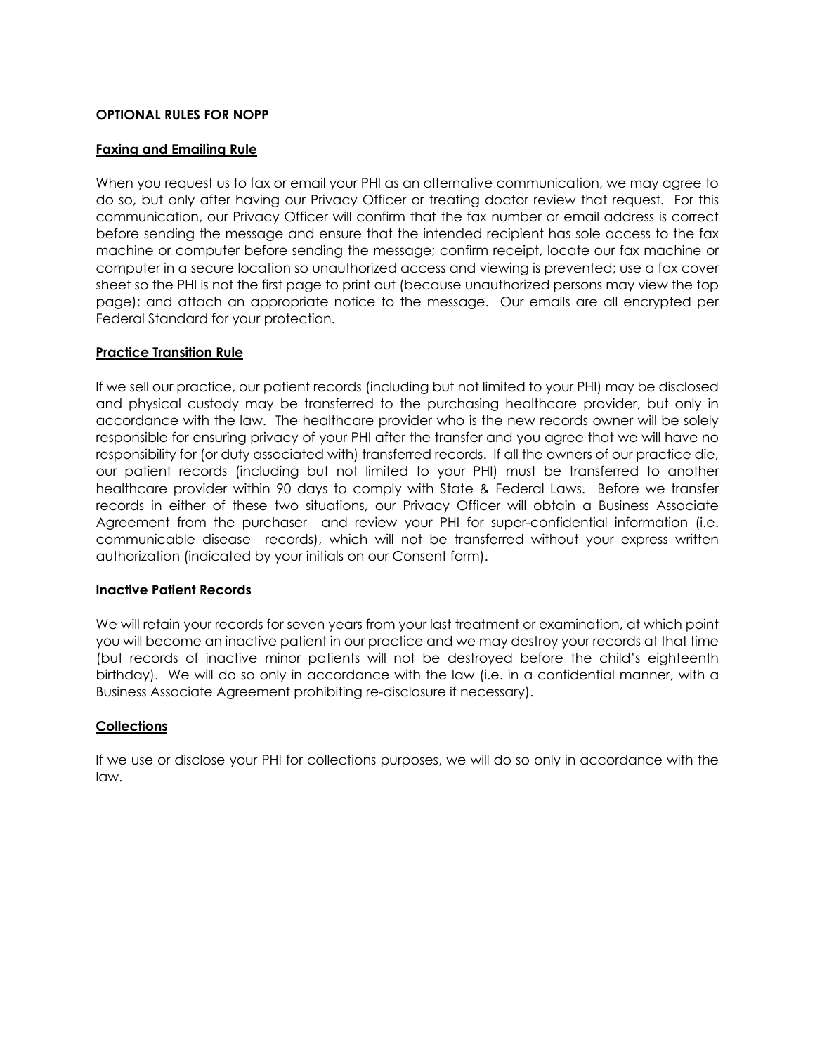**OPTIONAL RULES FOR NOPP**

**Faxing and Emailing Rule**

When you request us to fax or email your PHI as an alternative communication, we may agree to do so, but only after having our Privacy Officer or treating doctor review that request. For this communication, our Privacy Officer will confirm that the fax number or email address is correct before sending the message and ensure that the intended recipient has sole access to the fax machine or computer before sending the message; confirm receipt, locate our fax machine or computer in a secure location so unauthorized access and viewing is prevented; use a fax cover sheet so the PHI is not the first page to print out (because unauthorized persons may view the top page); and attach an appropriate notice to the message. Our emails are all encrypted per Federal Standard for your protection.

**Practice Transition Rule**

If we sell our practice, our patient records (including but not limited to your PHI) may be disclosed and physical custody may be transferred to the purchasing healthcare provider, but only in accordance with the law. The healthcare provider who is the new records owner will be solely responsible for ensuring privacy of your PHI after the transfer and you agree that we will have no responsibility for (or duty associated with) transferred records. If all the owners of our practice die, our patient records (including but not limited to your PHI) must be transferred to another healthcare provider within 90 days to comply with State & Federal Laws. Before we transfer records in either of these two situations, our Privacy Officer will obtain a Business Associate Agreement from the purchaser and review your PHI for super-confidential information (i.e. communicable disease records), which will not be transferred without your express written authorization (indicated by your initials on our Consent form).

**Inactive Patient Records**

We will retain your records for seven years from your last treatment or examination, at which point you will become an inactive patient in our practice and we may destroy your records at that time (but records of inactive minor patients will not be destroyed before the child's eighteenth birthday). We will do so only in accordance with the law (i.e. in a confidential manner, with a Business Associate Agreement prohibiting re-disclosure if necessary).

**Collections**

If we use or disclose your PHI for collections purposes, we will do so only in accordance with the law.